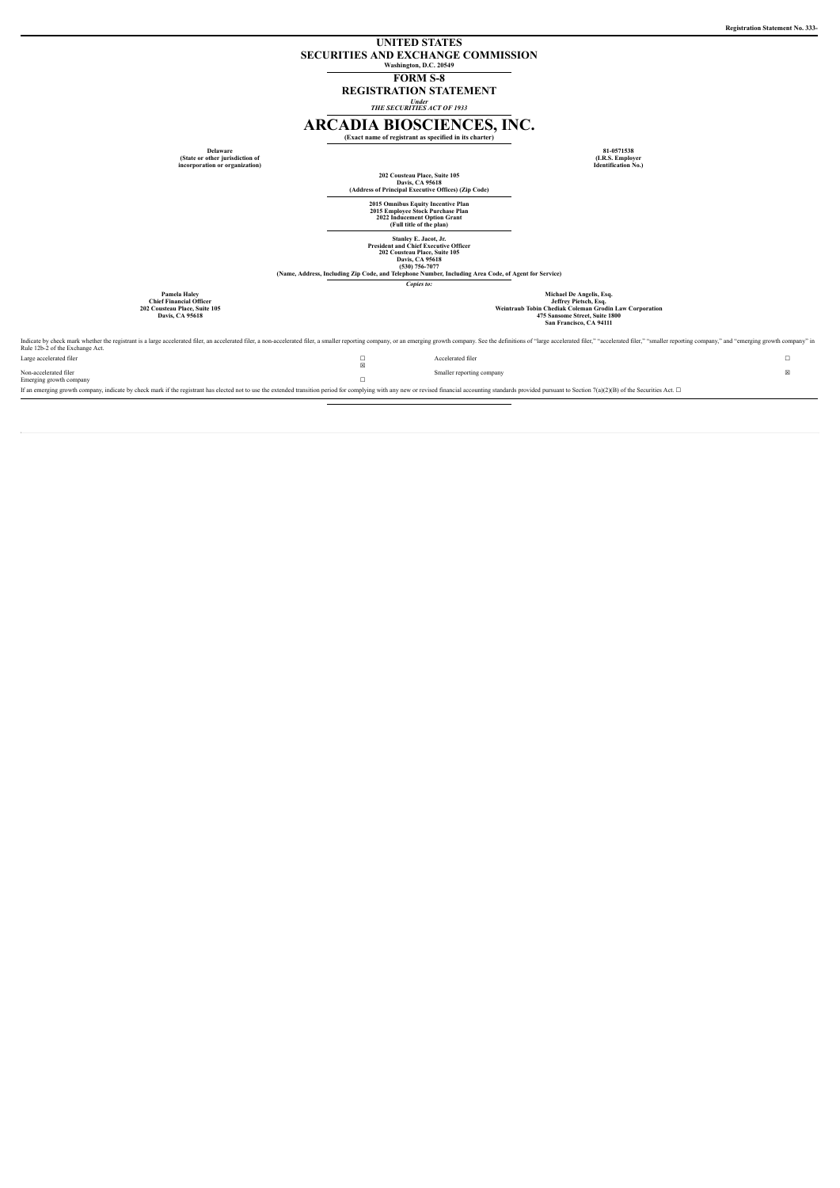Registration Statement No. 333-

# UNITED STATES
# SECURITIES AND EXCHANGE COMMISSION

**Washington, D.C. 20549**

## FORM S-8

## REGISTRATION STATEMENT

*Under*
*THE SECURITIES ACT OF 1933*

# ARCADIA BIOSCIENCES, INC.

**(Exact name of registrant as specified in its charter)**

| | |
|---|---|
| **Delaware** | **81-0571538** |
| **(State or other jurisdiction of incorporation or organization)** | **(I.R.S. Employer Identification No.)** |

**202 Cousteau Place, Suite 105**
**Davis, CA 95618**
**(Address of Principal Executive Offices) (Zip Code)**

**2015 Omnibus Equity Incentive Plan**
**2015 Employee Stock Purchase Plan**
**2022 Inducement Option Grant**
**(Full title of the plan)**

**Stanley E. Jacot, Jr.**
**President and Chief Executive Officer**
**202 Cousteau Place, Suite 105**
**Davis, CA 95618**
**(530) 756-7077**
**(Name, Address, Including Zip Code, and Telephone Number, Including Area Code, of Agent for Service)**

*Copies to:*

| | |
|---|---|
| **Pamela Haley** | **Michael De Angelis, Esq.** |
| **Chief Financial Officer** | **Jeffrey Pietsch, Esq.** |
| **202 Cousteau Place, Suite 105** | **Weintraub Tobin Chediak Coleman Grodin Law Corporation** |
| **Davis, CA 95618** | **475 Sansome Street, Suite 1800** |
| | **San Francisco, CA 94111** |

Indicate by check mark whether the registrant is a large accelerated filer, an accelerated filer, a non-accelerated filer, a smaller reporting company, or an emerging growth company. See the definitions of "large accelerated filer," "accelerated filer," "smaller reporting company," and "emerging growth company" in Rule 12b-2 of the Exchange Act.

| | | | |
|---|---|---|---|
| Large accelerated filer | ☐ | Accelerated filer | ☐ |
| Non-accelerated filer | ☒ | Smaller reporting company | ☒ |
| Emerging growth company | ☐ | | |

If an emerging growth company, indicate by check mark if the registrant has elected not to use the extended transition period for complying with any new or revised financial accounting standards provided pursuant to Section 7(a)(2)(B) of the Securities Act. ☐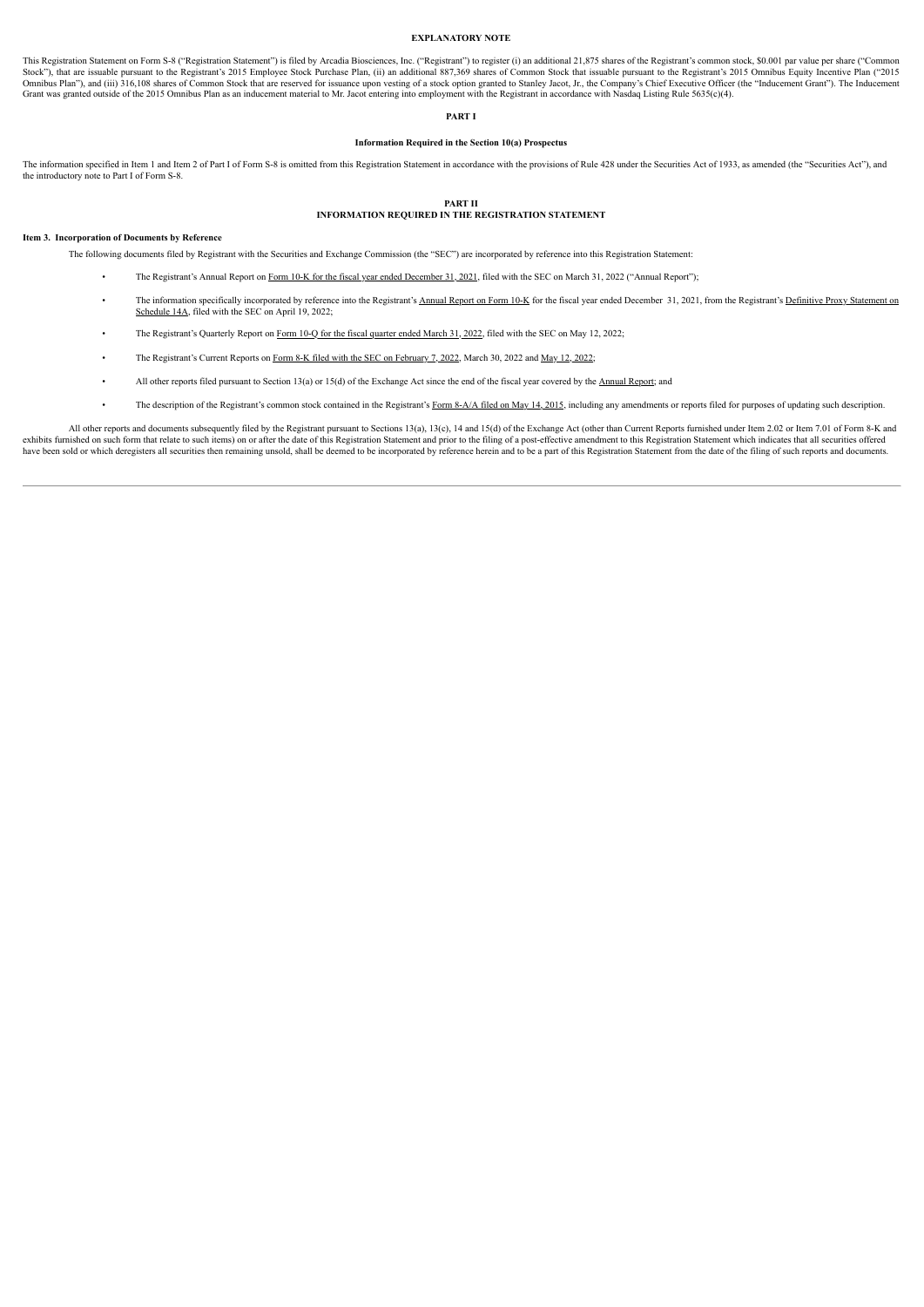## EXPLANATORY NOTE

This Registration Statement on Form S-8 ("Registration Statement") is filed by Arcadia Biosciences, Inc. ("Registrant") to register (i) an additional 21,875 shares of the Registrant's common stock, $0.001 par value per share ("Common Stock"), that are issuable pursuant to the Registrant's 2015 Employee Stock Purchase Plan, (ii) an additional 887,369 shares of Common Stock that issuable pursuant to the Registrant's 2015 Omnibus Equity Incentive Plan ("2015 Omnibus Plan"), and (iii) 316,108 shares of Common Stock that are reserved for issuance upon vesting of a stock option granted to Stanley Jacot, Jr., the Company's Chief Executive Officer (the "Inducement Grant"). The Inducement Grant was granted outside of the 2015 Omnibus Plan as an inducement material to Mr. Jacot entering into employment with the Registrant in accordance with Nasdaq Listing Rule 5635(c)(4).

## PART I

### Information Required in the Section 10(a) Prospectus

The information specified in Item 1 and Item 2 of Part I of Form S-8 is omitted from this Registration Statement in accordance with the provisions of Rule 428 under the Securities Act of 1933, as amended (the "Securities Act"), and the introductory note to Part I of Form S-8.

## PART II
## INFORMATION REQUIRED IN THE REGISTRATION STATEMENT

### Item 3. Incorporation of Documents by Reference

The following documents filed by Registrant with the Securities and Exchange Commission (the "SEC") are incorporated by reference into this Registration Statement:

- The Registrant's Annual Report on Form 10-K for the fiscal year ended December 31, 2021, filed with the SEC on March 31, 2022 ("Annual Report");
- The information specifically incorporated by reference into the Registrant's Annual Report on Form 10-K for the fiscal year ended December 31, 2021, from the Registrant's Definitive Proxy Statement on Schedule 14A, filed with the SEC on April 19, 2022;
- The Registrant's Quarterly Report on Form 10-Q for the fiscal quarter ended March 31, 2022, filed with the SEC on May 12, 2022;
- The Registrant's Current Reports on Form 8-K filed with the SEC on February 7, 2022, March 30, 2022 and May 12, 2022;
- All other reports filed pursuant to Section 13(a) or 15(d) of the Exchange Act since the end of the fiscal year covered by the Annual Report; and
- The description of the Registrant's common stock contained in the Registrant's Form 8-A/A filed on May 14, 2015, including any amendments or reports filed for purposes of updating such description.

All other reports and documents subsequently filed by the Registrant pursuant to Sections 13(a), 13(c), 14 and 15(d) of the Exchange Act (other than Current Reports furnished under Item 2.02 or Item 7.01 of Form 8-K and exhibits furnished on such form that relate to such items) on or after the date of this Registration Statement and prior to the filing of a post-effective amendment to this Registration Statement which indicates that all securities offered have been sold or which deregisters all securities then remaining unsold, shall be deemed to be incorporated by reference herein and to be a part of this Registration Statement from the date of the filing of such reports and documents.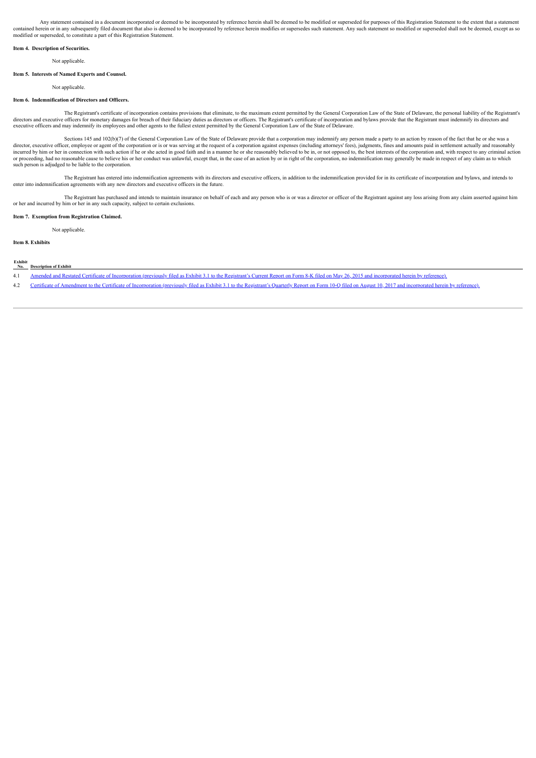Any statement contained in a document incorporated or deemed to be incorporated by reference herein shall be deemed to be modified or superseded for purposes of this Registration Statement to the extent that a statement contained herein or in any subsequently filed document that also is deemed to be incorporated by reference herein modifies or supersedes such statement. Any such statement so modified or superseded shall not be deemed, except as so modified or superseded, to constitute a part of this Registration Statement.

**Item 4. Description of Securities.**

Not applicable.

**Item 5. Interests of Named Experts and Counsel.**

Not applicable.

**Item 6. Indemnification of Directors and Officers.**

The Registrant's certificate of incorporation contains provisions that eliminate, to the maximum extent permitted by the General Corporation Law of the State of Delaware, the personal liability of the Registrant's directors and executive officers for monetary damages for breach of their fiduciary duties as directors or officers. The Registrant's certificate of incorporation and bylaws provide that the Registrant must indemnify its directors and executive officers and may indemnify its employees and other agents to the fullest extent permitted by the General Corporation Law of the State of Delaware.

Sections 145 and 102(b)(7) of the General Corporation Law of the State of Delaware provide that a corporation may indemnify any person made a party to an action by reason of the fact that he or she was a director, executive officer, employee or agent of the corporation or is or was serving at the request of a corporation against expenses (including attorneys' fees), judgments, fines and amounts paid in settlement actually and reasonably incurred by him or her in connection with such action if he or she acted in good faith and in a manner he or she reasonably believed to be in, or not opposed to, the best interests of the corporation and, with respect to any criminal action or proceeding, had no reasonable cause to believe his or her conduct was unlawful, except that, in the case of an action by or in right of the corporation, no indemnification may generally be made in respect of any claim as to which such person is adjudged to be liable to the corporation.

The Registrant has entered into indemnification agreements with its directors and executive officers, in addition to the indemnification provided for in its certificate of incorporation and bylaws, and intends to enter into indemnification agreements with any new directors and executive officers in the future.

The Registrant has purchased and intends to maintain insurance on behalf of each and any person who is or was a director or officer of the Registrant against any loss arising from any claim asserted against him or her and incurred by him or her in any such capacity, subject to certain exclusions.

**Item 7. Exemption from Registration Claimed.**

Not applicable.

**Item 8. Exhibits**

| Exhibit No. | Description of Exhibit |
|---|---|
| 4.1 | Amended and Restated Certificate of Incorporation (previously filed as Exhibit 3.1 to the Registrant's Current Report on Form 8-K filed on May 26, 2015 and incorporated herein by reference). |
| 4.2 | Certificate of Amendment to the Certificate of Incorporation (previously filed as Exhibit 3.1 to the Registrant's Quarterly Report on Form 10-Q filed on August 10, 2017 and incorporated herein by reference). |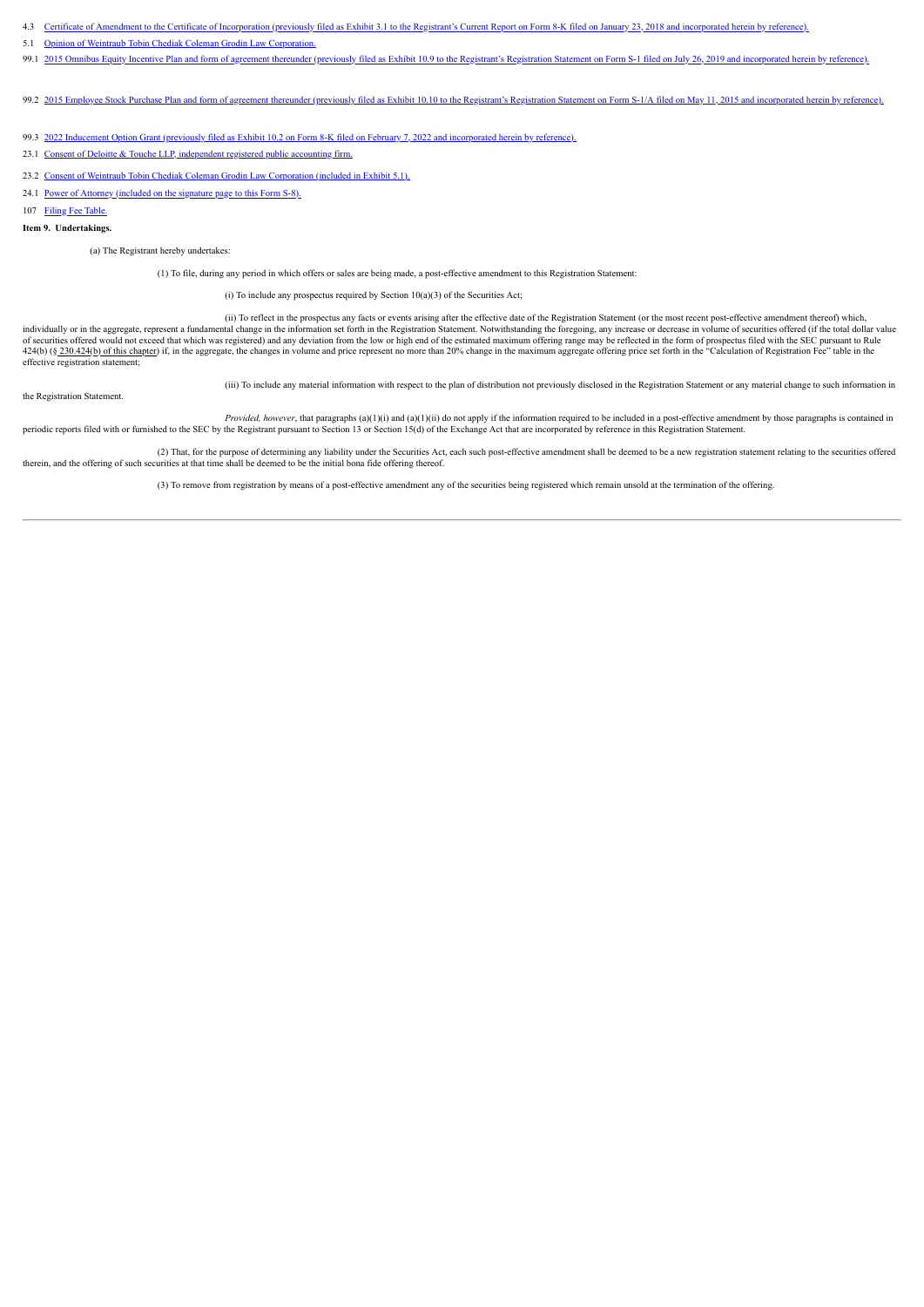4.3 Certificate of Amendment to the Certificate of Incorporation (previously filed as Exhibit 3.1 to the Registrant's Current Report on Form 8-K filed on January 23, 2018 and incorporated herein by reference).

5.1 Opinion of Weintraub Tobin Chediak Coleman Grodin Law Corporation.

99.1 2015 Omnibus Equity Incentive Plan and form of agreement thereunder (previously filed as Exhibit 10.9 to the Registrant's Registration Statement on Form S-1 filed on July 26, 2019 and incorporated herein by reference).

99.2 2015 Employee Stock Purchase Plan and form of agreement thereunder (previously filed as Exhibit 10.10 to the Registrant's Registration Statement on Form S-1/A filed on May 11, 2015 and incorporated herein by reference).

99.3 2022 Inducement Option Grant (previously filed as Exhibit 10.2 on Form 8-K filed on February 7, 2022 and incorporated herein by reference).

23.1 Consent of Deloitte & Touche LLP, independent registered public accounting firm.

23.2 Consent of Weintraub Tobin Chediak Coleman Grodin Law Corporation (included in Exhibit 5.1).

24.1 Power of Attorney (included on the signature page to this Form S-8).

107 Filing Fee Table.

**Item 9. Undertakings.**

(a) The Registrant hereby undertakes:

(1) To file, during any period in which offers or sales are being made, a post-effective amendment to this Registration Statement:

(i) To include any prospectus required by Section 10(a)(3) of the Securities Act;

(ii) To reflect in the prospectus any facts or events arising after the effective date of the Registration Statement (or the most recent post-effective amendment thereof) which, individually or in the aggregate, represent a fundamental change in the information set forth in the Registration Statement. Notwithstanding the foregoing, any increase or decrease in volume of securities offered (if the total dollar value of securities offered would not exceed that which was registered) and any deviation from the low or high end of the estimated maximum offering range may be reflected in the form of prospectus filed with the SEC pursuant to Rule 424(b) (§ 230.424(b) of this chapter) if, in the aggregate, the changes in volume and price represent no more than 20% change in the maximum aggregate offering price set forth in the "Calculation of Registration Fee" table in the effective registration statement;

(iii) To include any material information with respect to the plan of distribution not previously disclosed in the Registration Statement or any material change to such information in the Registration Statement.

*Provided, however*, that paragraphs (a)(1)(i) and (a)(1)(ii) do not apply if the information required to be included in a post-effective amendment by those paragraphs is contained in periodic reports filed with or furnished to the SEC by the Registrant pursuant to Section 13 or Section 15(d) of the Exchange Act that are incorporated by reference in this Registration Statement.

(2) That, for the purpose of determining any liability under the Securities Act, each such post-effective amendment shall be deemed to be a new registration statement relating to the securities offered therein, and the offering of such securities at that time shall be deemed to be the initial bona fide offering thereof.

(3) To remove from registration by means of a post-effective amendment any of the securities being registered which remain unsold at the termination of the offering.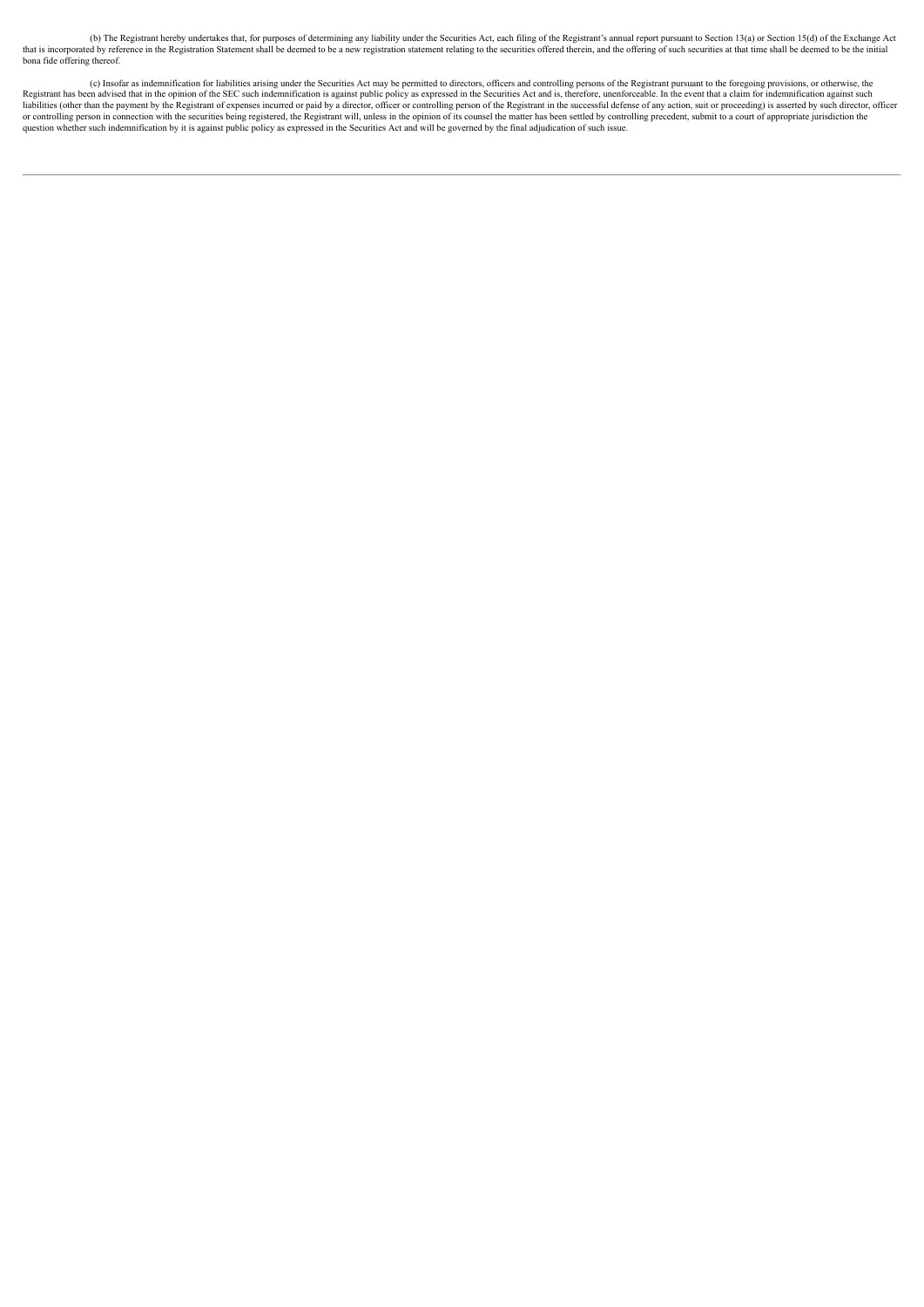(b) The Registrant hereby undertakes that, for purposes of determining any liability under the Securities Act, each filing of the Registrant's annual report pursuant to Section 13(a) or Section 15(d) of the Exchange Act that is incorporated by reference in the Registration Statement shall be deemed to be a new registration statement relating to the securities offered therein, and the offering of such securities at that time shall be deemed to be the initial bona fide offering thereof.

(c) Insofar as indemnification for liabilities arising under the Securities Act may be permitted to directors, officers and controlling persons of the Registrant pursuant to the foregoing provisions, or otherwise, the Registrant has been advised that in the opinion of the SEC such indemnification is against public policy as expressed in the Securities Act and is, therefore, unenforceable. In the event that a claim for indemnification against such liabilities (other than the payment by the Registrant of expenses incurred or paid by a director, officer or controlling person of the Registrant in the successful defense of any action, suit or proceeding) is asserted by such director, officer or controlling person in connection with the securities being registered, the Registrant will, unless in the opinion of its counsel the matter has been settled by controlling precedent, submit to a court of appropriate jurisdiction the question whether such indemnification by it is against public policy as expressed in the Securities Act and will be governed by the final adjudication of such issue.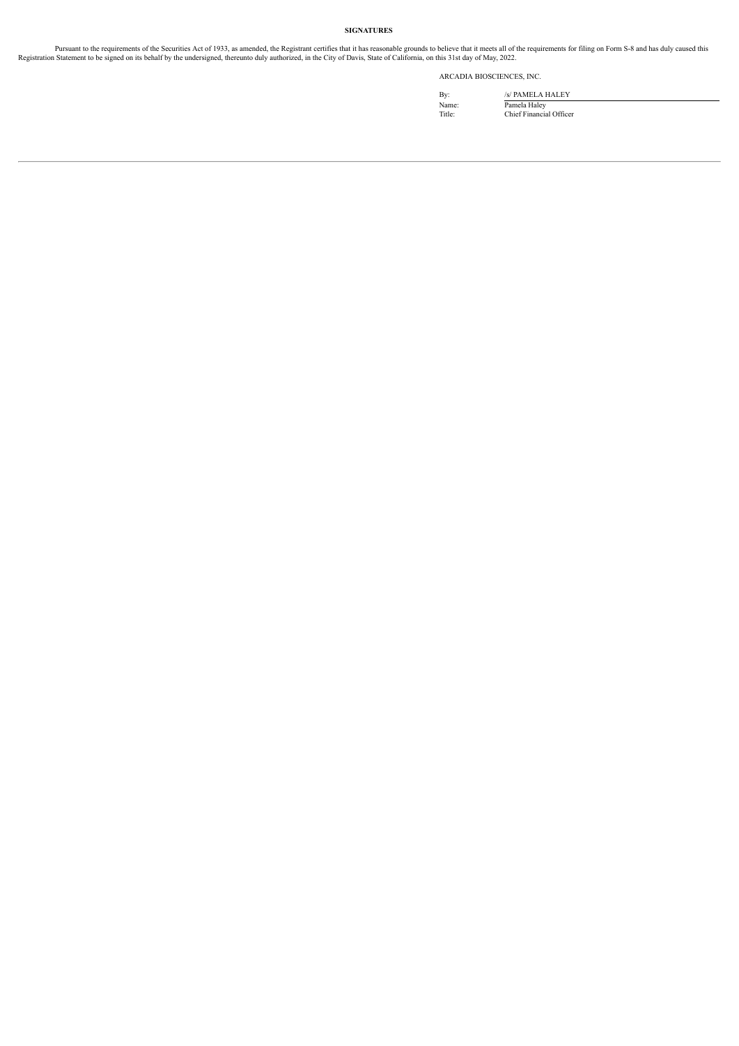**SIGNATURES**

Pursuant to the requirements of the Securities Act of 1933, as amended, the Registrant certifies that it has reasonable grounds to believe that it meets all of the requirements for filing on Form S-8 and has duly caused this Registration Statement to be signed on its behalf by the undersigned, thereunto duly authorized, in the City of Davis, State of California, on this 31st day of May, 2022.

ARCADIA BIOSCIENCES, INC.

| | |
|---|---|
| By: | /s/ PAMELA HALEY |
| Name: | Pamela Haley |
| Title: | Chief Financial Officer |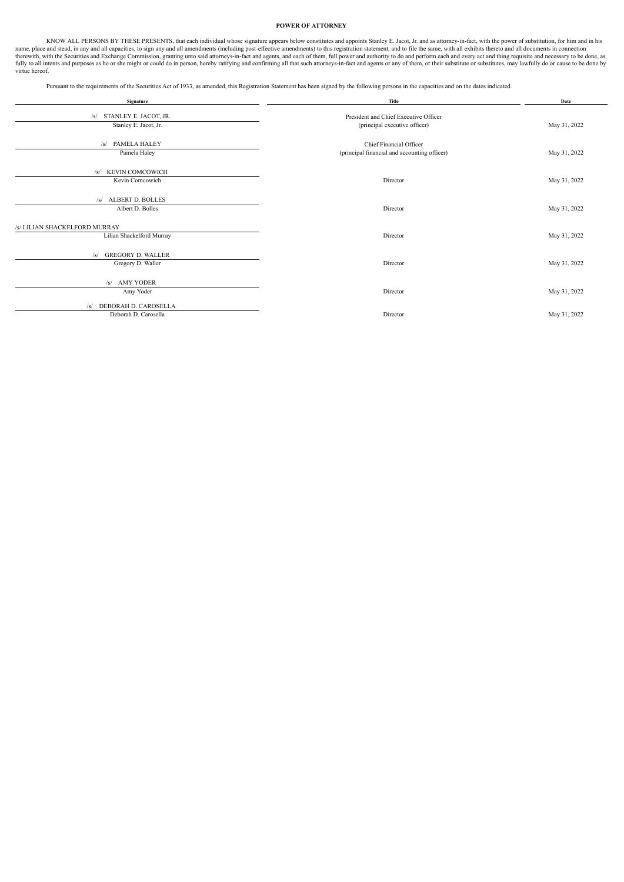## POWER OF ATTORNEY

KNOW ALL PERSONS BY THESE PRESENTS, that each individual whose signature appears below constitutes and appoints Stanley E. Jacot, Jr. and as attorney-in-fact, with the power of substitution, for him and in his name, place and stead, in any and all capacities, to sign any and all amendments (including post-effective amendments) to this registration statement, and to file the same, with all exhibits thereto and all documents in connection therewith, with the Securities and Exchange Commission, granting unto said attorneys-in-fact and agents, and each of them, full power and authority to do and perform each and every act and thing requisite and necessary to be done, as fully to all intents and purposes as he or she might or could do in person, hereby ratifying and confirming all that such attorneys-in-fact and agents or any of them, or their substitute or substitutes, may lawfully do or cause to be done by virtue hereof.

Pursuant to the requirements of the Securities Act of 1933, as amended, this Registration Statement has been signed by the following persons in the capacities and on the dates indicated.

| Signature | Title | Date |
| --- | --- | --- |
| /s/ STANLEY E. JACOT, JR.<br>Stanley E. Jacot, Jr. | President and Chief Executive Officer<br>(principal executive officer) | May 31, 2022 |
| /s/ PAMELA HALEY<br>Pamela Haley | Chief Financial Officer<br>(principal financial and accounting officer) | May 31, 2022 |
| /s/ KEVIN COMCOWICH<br>Kevin Comcowich | Director | May 31, 2022 |
| /s/ ALBERT D. BOLLES<br>Albert D. Bolles | Director | May 31, 2022 |
| /s/ LILIAN SHACKELFORD MURRAY<br>Lilian Shackelford Murray | Director | May 31, 2022 |
| /s/ GREGORY D. WALLER<br>Gregory D. Waller | Director | May 31, 2022 |
| /s/ AMY YODER<br>Amy Yoder | Director | May 31, 2022 |
| /s/ DEBORAH D. CAROSELLA<br>Deborah D. Carosella | Director | May 31, 2022 |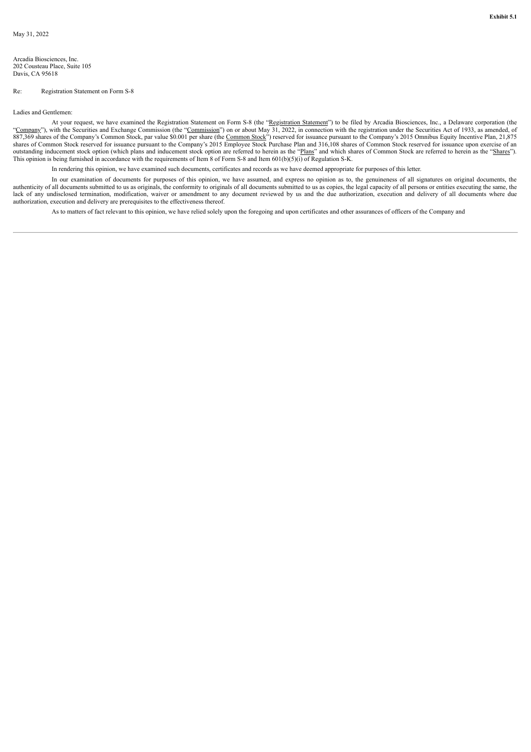**Exhibit 5.1**

May 31, 2022

Arcadia Biosciences, Inc.
202 Cousteau Place, Suite 105
Davis, CA 95618

Re: Registration Statement on Form S-8

Ladies and Gentlemen:

At your request, we have examined the Registration Statement on Form S-8 (the "Registration Statement") to be filed by Arcadia Biosciences, Inc., a Delaware corporation (the "Company"), with the Securities and Exchange Commission (the "Commission") on or about May 31, 2022, in connection with the registration under the Securities Act of 1933, as amended, of 887,369 shares of the Company's Common Stock, par value $0.001 per share (the Common Stock") reserved for issuance pursuant to the Company's 2015 Omnibus Equity Incentive Plan, 21,875 shares of Common Stock reserved for issuance pursuant to the Company's 2015 Employee Stock Purchase Plan and 316,108 shares of Common Stock reserved for issuance upon exercise of an outstanding inducement stock option (which plans and inducement stock option are referred to herein as the "Plans" and which shares of Common Stock are referred to herein as the "Shares"). This opinion is being furnished in accordance with the requirements of Item 8 of Form S-8 and Item 601(b)(5)(i) of Regulation S-K.

In rendering this opinion, we have examined such documents, certificates and records as we have deemed appropriate for purposes of this letter.

In our examination of documents for purposes of this opinion, we have assumed, and express no opinion as to, the genuineness of all signatures on original documents, the authenticity of all documents submitted to us as originals, the conformity to originals of all documents submitted to us as copies, the legal capacity of all persons or entities executing the same, the lack of any undisclosed termination, modification, waiver or amendment to any document reviewed by us and the due authorization, execution and delivery of all documents where due authorization, execution and delivery are prerequisites to the effectiveness thereof.

As to matters of fact relevant to this opinion, we have relied solely upon the foregoing and upon certificates and other assurances of officers of the Company and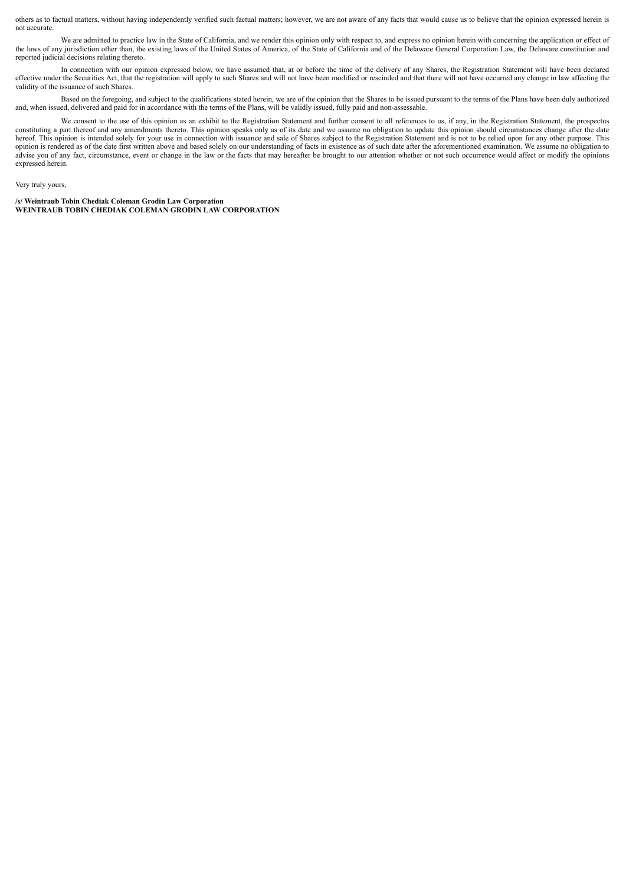others as to factual matters, without having independently verified such factual matters; however, we are not aware of any facts that would cause us to believe that the opinion expressed herein is not accurate.

We are admitted to practice law in the State of California, and we render this opinion only with respect to, and express no opinion herein with concerning the application or effect of the laws of any jurisdiction other than, the existing laws of the United States of America, of the State of California and of the Delaware General Corporation Law, the Delaware constitution and reported judicial decisions relating thereto.

In connection with our opinion expressed below, we have assumed that, at or before the time of the delivery of any Shares, the Registration Statement will have been declared effective under the Securities Act, that the registration will apply to such Shares and will not have been modified or rescinded and that there will not have occurred any change in law affecting the validity of the issuance of such Shares.

Based on the foregoing, and subject to the qualifications stated herein, we are of the opinion that the Shares to be issued pursuant to the terms of the Plans have been duly authorized and, when issued, delivered and paid for in accordance with the terms of the Plans, will be validly issued, fully paid and non-assessable.

We consent to the use of this opinion as an exhibit to the Registration Statement and further consent to all references to us, if any, in the Registration Statement, the prospectus constituting a part thereof and any amendments thereto. This opinion speaks only as of its date and we assume no obligation to update this opinion should circumstances change after the date hereof. This opinion is intended solely for your use in connection with issuance and sale of Shares subject to the Registration Statement and is not to be relied upon for any other purpose. This opinion is rendered as of the date first written above and based solely on our understanding of facts in existence as of such date after the aforementioned examination. We assume no obligation to advise you of any fact, circumstance, event or change in the law or the facts that may hereafter be brought to our attention whether or not such occurrence would affect or modify the opinions expressed herein.

Very truly yours,

**/s/ Weintraub Tobin Chediak Coleman Grodin Law Corporation**
**WEINTRAUB TOBIN CHEDIAK COLEMAN GRODIN LAW CORPORATION**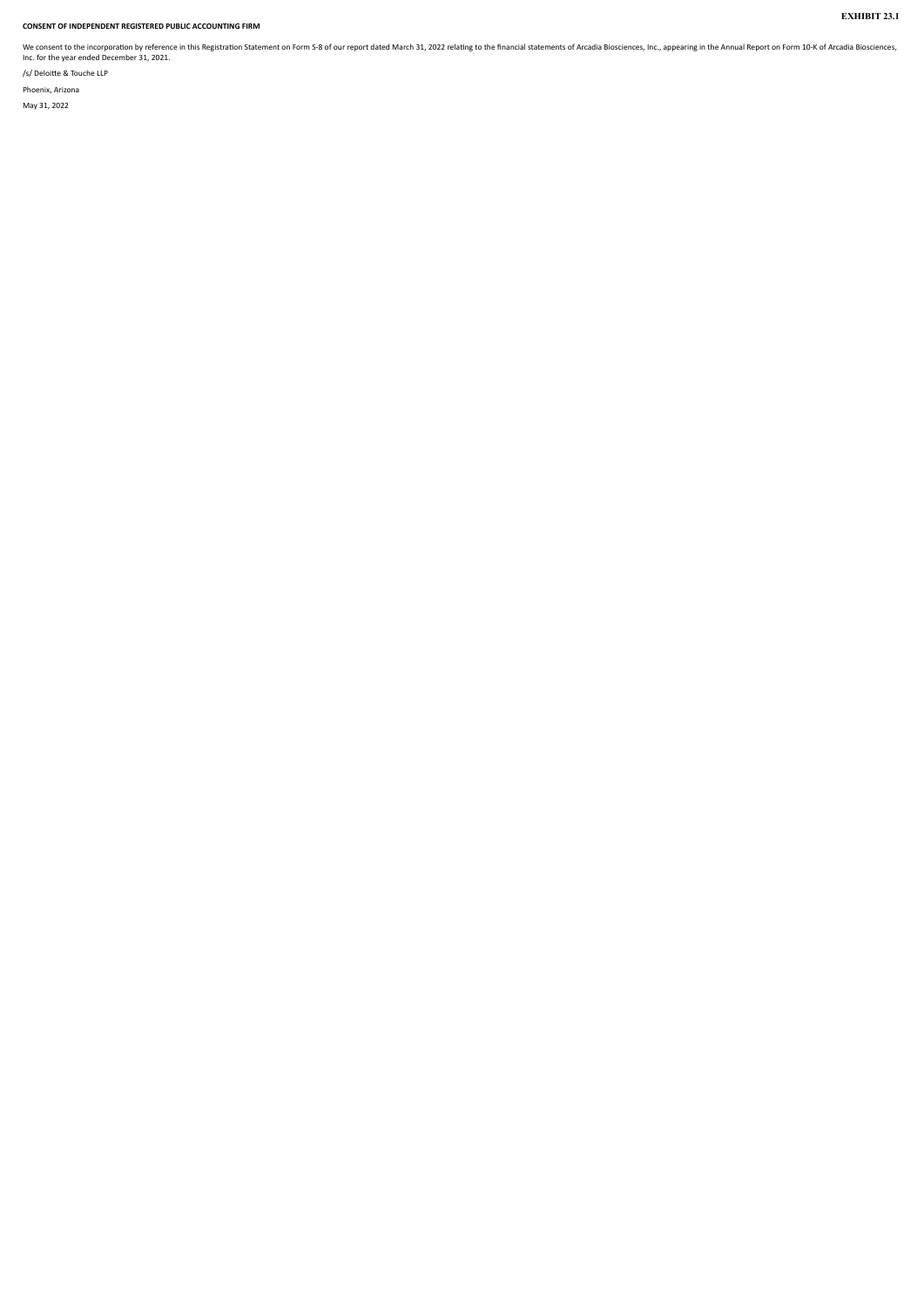**EXHIBIT 23.1**

**CONSENT OF INDEPENDENT REGISTERED PUBLIC ACCOUNTING FIRM**

We consent to the incorporation by reference in this Registration Statement on Form S-8 of our report dated March 31, 2022 relating to the financial statements of Arcadia Biosciences, Inc., appearing in the Annual Report on Form 10-K of Arcadia Biosciences, Inc. for the year ended December 31, 2021.

/s/ Deloitte & Touche LLP

Phoenix, Arizona

May 31, 2022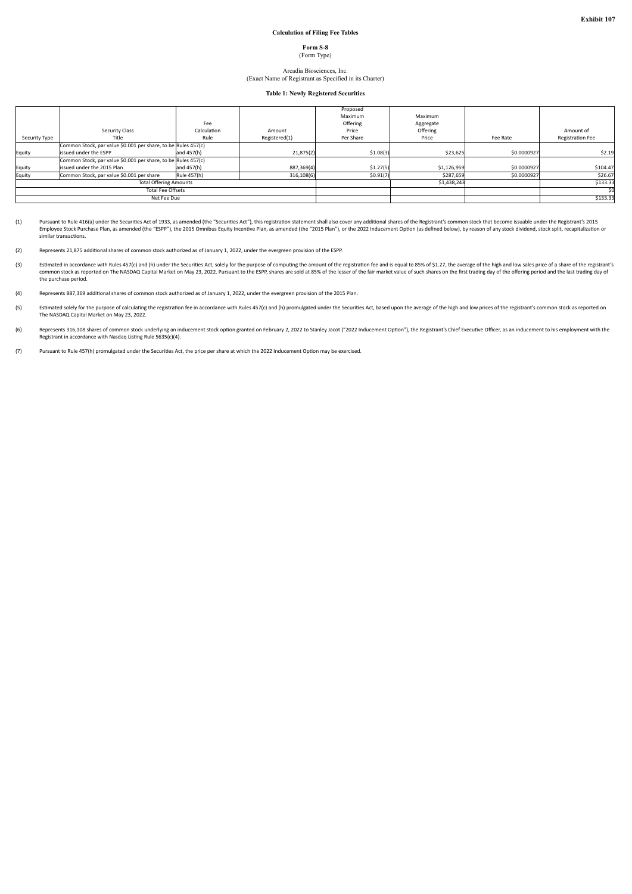**Exhibit 107**

**Calculation of Filing Fee Tables**

**Form S-8**
(Form Type)

Arcadia Biosciences, Inc.
(Exact Name of Registrant as Specified in its Charter)

**Table 1: Newly Registered Securities**

| Security Type | Security Class Title | Fee Calculation Rule | Amount Registered(1) | Proposed Maximum Offering Price Per Share | Maximum Aggregate Offering Price | Fee Rate | Amount of Registration Fee |
|---|---|---|---|---|---|---|---|
| Equity | Common Stock, par value $0.001 per share, to be issued under the ESPP | Rules 457(c) and 457(h) | 21,875(2) | $1.08(3) | $23,625 | $0.0000927 | $2.19 |
| Equity | Common Stock, par value $0.001 per share, to be issued under the 2015 Plan | Rules 457(c) and 457(h) | 887,369(4) | $1.27(5) | $1,126,959 | $0.0000927 | $104.47 |
| Equity | Common Stock, par value $0.001 per share | Rule 457(h) | 316,108(6) | $0.91(7) | $287,659 | $0.0000927 | $26.67 |
| Total Offering Amounts | | | | | $1,438,243 | | $133.33 |
| Total Fee Offsets | | | | | | | $0 |
| Net Fee Due | | | | | | | $133.33 |

(1) Pursuant to Rule 416(a) under the Securities Act of 1933, as amended (the "Securities Act"), this registration statement shall also cover any additional shares of the Registrant's common stock that become issuable under the Registrant's 2015 Employee Stock Purchase Plan, as amended (the "ESPP"), the 2015 Omnibus Equity Incentive Plan, as amended (the "2015 Plan"), or the 2022 Inducement Option (as defined below), by reason of any stock dividend, stock split, recapitalization or similar transactions.

(2) Represents 21,875 additional shares of common stock authorized as of January 1, 2022, under the evergreen provision of the ESPP.

(3) Estimated in accordance with Rules 457(c) and (h) under the Securities Act, solely for the purpose of computing the amount of the registration fee and is equal to 85% of $1.27, the average of the high and low sales price of a share of the registrant's common stock as reported on The NASDAQ Capital Market on May 23, 2022. Pursuant to the ESPP, shares are sold at 85% of the lesser of the fair market value of such shares on the first trading day of the offering period and the last trading day of the purchase period.

(4) Represents 887,369 additional shares of common stock authorized as of January 1, 2022, under the evergreen provision of the 2015 Plan.

(5) Estimated solely for the purpose of calculating the registration fee in accordance with Rules 457(c) and (h) promulgated under the Securities Act, based upon the average of the high and low prices of the registrant's common stock as reported on The NASDAQ Capital Market on May 23, 2022.

(6) Represents 316,108 shares of common stock underlying an inducement stock option granted on February 2, 2022 to Stanley Jacot ("2022 Inducement Option"), the Registrant's Chief Executive Officer, as an inducement to his employment with the Registrant in accordance with Nasdaq Listing Rule 5635(c)(4).

(7) Pursuant to Rule 457(h) promulgated under the Securities Act, the price per share at which the 2022 Inducement Option may be exercised.